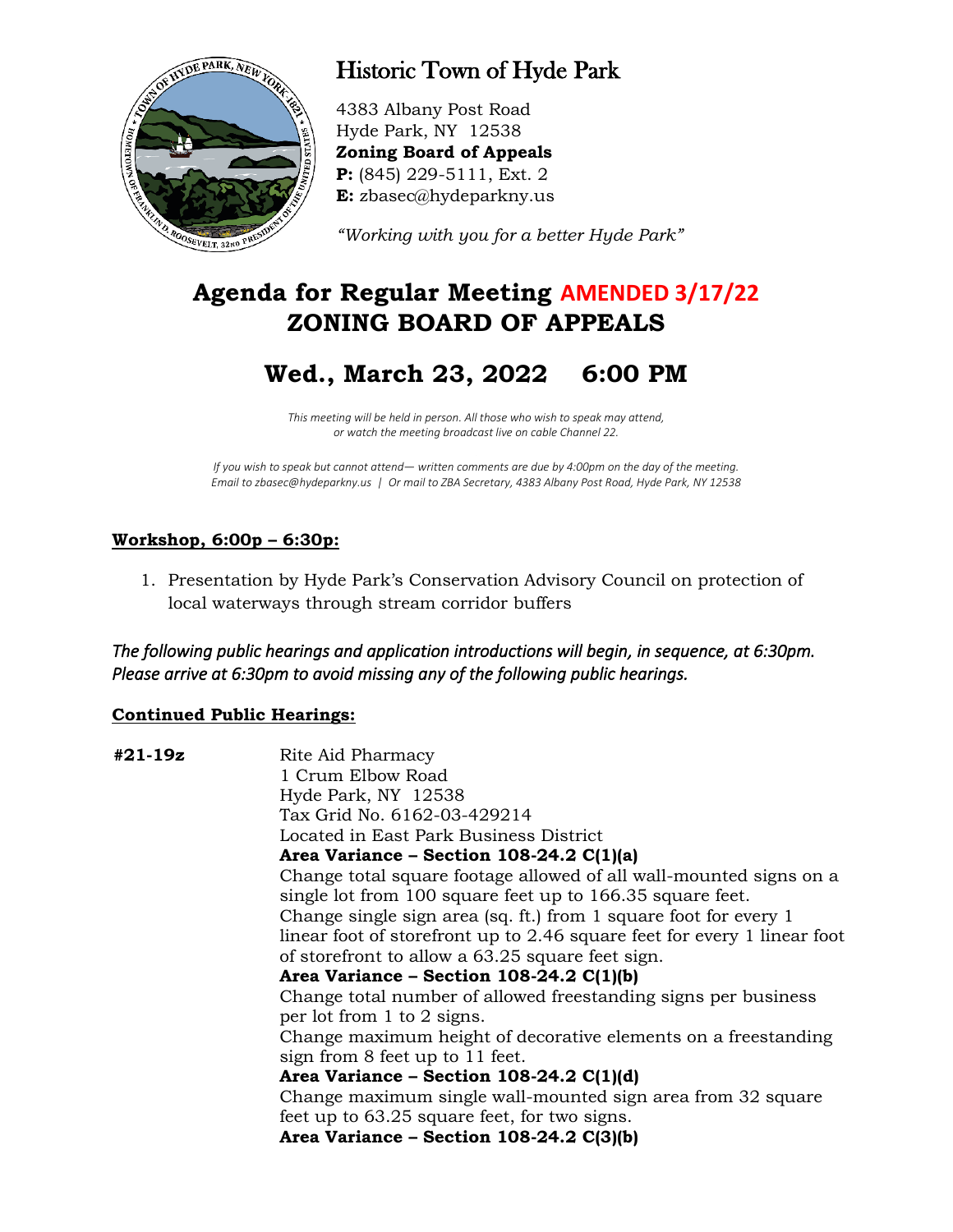# Historic Town of Hyde Park

4383 Albany Post Road
Hyde Park, NY 12538
**Zoning Board of Appeals**
**P:** (845) 229-5111, Ext. 2
**E:** zbasec@hydeparkny.us

*"Working with you for a better Hyde Park"*

## Agenda for Regular Meeting AMENDED 3/17/22
## ZONING BOARD OF APPEALS

## Wed., March 23, 2022 6:00 PM

*This meeting will be held in person. All those who wish to speak may attend, or watch the meeting broadcast live on cable Channel 22.*

*If you wish to speak but cannot attend— written comments are due by 4:00pm on the day of the meeting. Email to zbasec@hydeparkny.us | Or mail to ZBA Secretary, 4383 Albany Post Road, Hyde Park, NY 12538*

### Workshop, 6:00p – 6:30p:

1. Presentation by Hyde Park's Conservation Advisory Council on protection of local waterways through stream corridor buffers

*The following public hearings and application introductions will begin, in sequence, at 6:30pm. Please arrive at 6:30pm to avoid missing any of the following public hearings.*

### Continued Public Hearings:

**#21-19z**

Rite Aid Pharmacy
1 Crum Elbow Road
Hyde Park, NY 12538
Tax Grid No. 6162-03-429214
Located in East Park Business District

**Area Variance – Section 108-24.2 C(1)(a)**
Change total square footage allowed of all wall-mounted signs on a single lot from 100 square feet up to 166.35 square feet.
Change single sign area (sq. ft.) from 1 square foot for every 1 linear foot of storefront up to 2.46 square feet for every 1 linear foot of storefront to allow a 63.25 square feet sign.

**Area Variance – Section 108-24.2 C(1)(b)**
Change total number of allowed freestanding signs per business per lot from 1 to 2 signs.
Change maximum height of decorative elements on a freestanding sign from 8 feet up to 11 feet.

**Area Variance – Section 108-24.2 C(1)(d)**
Change maximum single wall-mounted sign area from 32 square feet up to 63.25 square feet, for two signs.

**Area Variance – Section 108-24.2 C(3)(b)**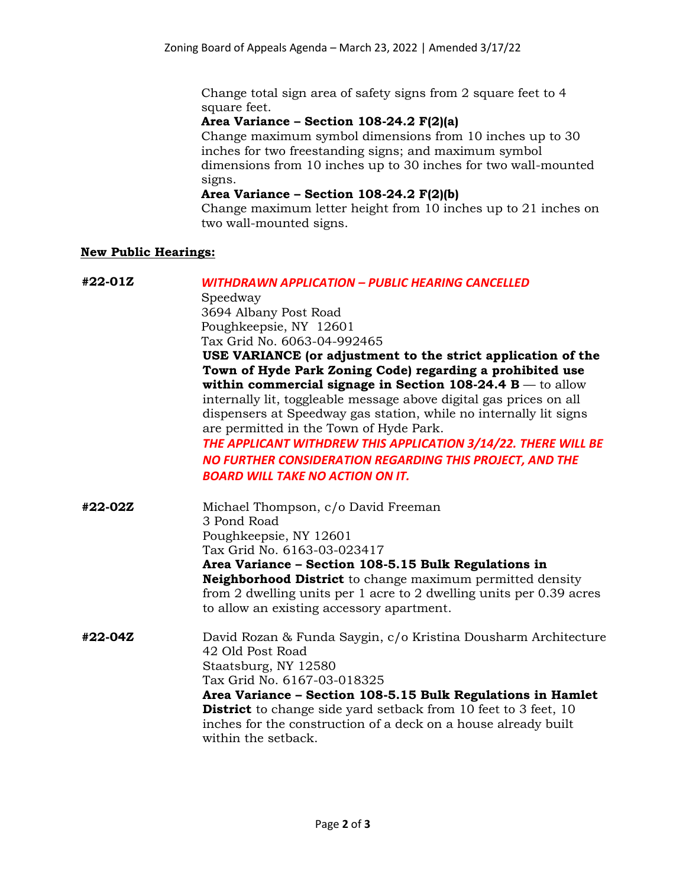Change total sign area of safety signs from 2 square feet to 4 square feet.

**Area Variance – Section 108-24.2 F(2)(a)**
Change maximum symbol dimensions from 10 inches up to 30 inches for two freestanding signs; and maximum symbol dimensions from 10 inches up to 30 inches for two wall-mounted signs.

**Area Variance – Section 108-24.2 F(2)(b)**
Change maximum letter height from 10 inches up to 21 inches on two wall-mounted signs.

**<u>New Public Hearings:</u>**

**#22-01Z**

***WITHDRAWN APPLICATION – PUBLIC HEARING CANCELLED***
Speedway
3694 Albany Post Road
Poughkeepsie, NY 12601
Tax Grid No. 6063-04-992465
**USE VARIANCE (or adjustment to the strict application of the Town of Hyde Park Zoning Code) regarding a prohibited use within commercial signage in Section 108-24.4 B** — to allow internally lit, toggleable message above digital gas prices on all dispensers at Speedway gas station, while no internally lit signs are permitted in the Town of Hyde Park.
***THE APPLICANT WITHDREW THIS APPLICATION 3/14/22. THERE WILL BE NO FURTHER CONSIDERATION REGARDING THIS PROJECT, AND THE BOARD WILL TAKE NO ACTION ON IT.***

**#22-02Z**

Michael Thompson, c/o David Freeman
3 Pond Road
Poughkeepsie, NY 12601
Tax Grid No. 6163-03-023417
**Area Variance – Section 108-5.15 Bulk Regulations in Neighborhood District** to change maximum permitted density from 2 dwelling units per 1 acre to 2 dwelling units per 0.39 acres to allow an existing accessory apartment.

**#22-04Z**

David Rozan & Funda Saygin, c/o Kristina Dousharm Architecture
42 Old Post Road
Staatsburg, NY 12580
Tax Grid No. 6167-03-018325
**Area Variance – Section 108-5.15 Bulk Regulations in Hamlet District** to change side yard setback from 10 feet to 3 feet, 10 inches for the construction of a deck on a house already built within the setback.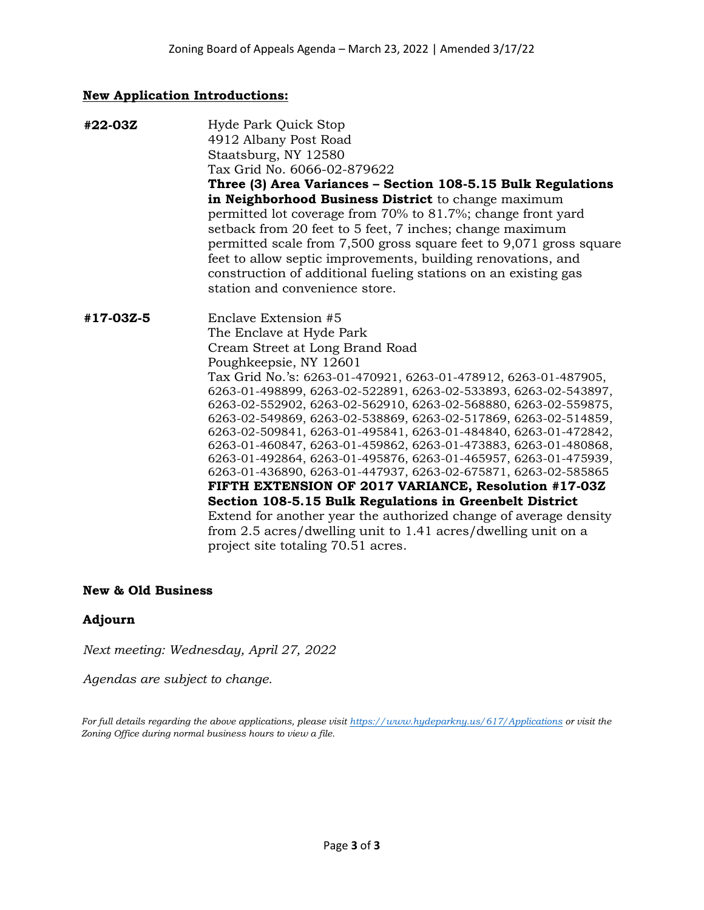## New Application Introductions:

**#22-03Z**

Hyde Park Quick Stop
4912 Albany Post Road
Staatsburg, NY 12580
Tax Grid No. 6066-02-879622

**Three (3) Area Variances – Section 108-5.15 Bulk Regulations in Neighborhood Business District** to change maximum permitted lot coverage from 70% to 81.7%; change front yard setback from 20 feet to 5 feet, 7 inches; change maximum permitted scale from 7,500 gross square feet to 9,071 gross square feet to allow septic improvements, building renovations, and construction of additional fueling stations on an existing gas station and convenience store.

**#17-03Z-5**

Enclave Extension #5
The Enclave at Hyde Park
Cream Street at Long Brand Road
Poughkeepsie, NY 12601
Tax Grid No.'s: 6263-01-470921, 6263-01-478912, 6263-01-487905, 6263-01-498899, 6263-02-522891, 6263-02-533893, 6263-02-543897, 6263-02-552902, 6263-02-562910, 6263-02-568880, 6263-02-559875, 6263-02-549869, 6263-02-538869, 6263-02-517869, 6263-02-514859, 6263-02-509841, 6263-01-495841, 6263-01-484840, 6263-01-472842, 6263-01-460847, 6263-01-459862, 6263-01-473883, 6263-01-480868, 6263-01-492864, 6263-01-495876, 6263-01-465957, 6263-01-475939, 6263-01-436890, 6263-01-447937, 6263-02-675871, 6263-02-585865

**FIFTH EXTENSION OF 2017 VARIANCE, Resolution #17-03Z Section 108-5.15 Bulk Regulations in Greenbelt District**
Extend for another year the authorized change of average density from 2.5 acres/dwelling unit to 1.41 acres/dwelling unit on a project site totaling 70.51 acres.

### New & Old Business

### Adjourn

*Next meeting: Wednesday, April 27, 2022*

*Agendas are subject to change.*

*For full details regarding the above applications, please visit https://www.hydeparkny.us/617/Applications or visit the Zoning Office during normal business hours to view a file.*